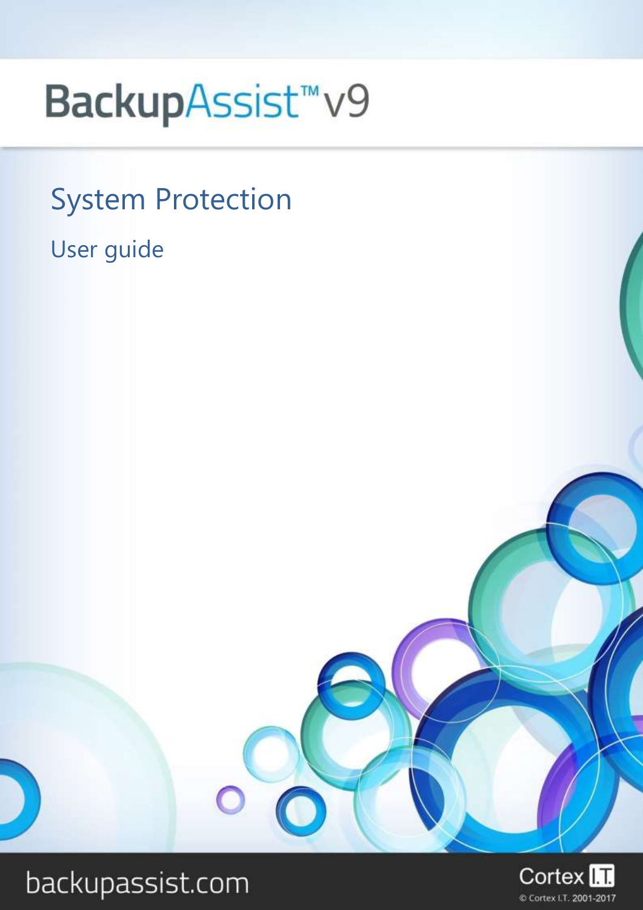# BackupAssist™ v9

## System Protection

### User guide

backupassist.com

Cortex I.T.

© Cortex I.T. 2001-2017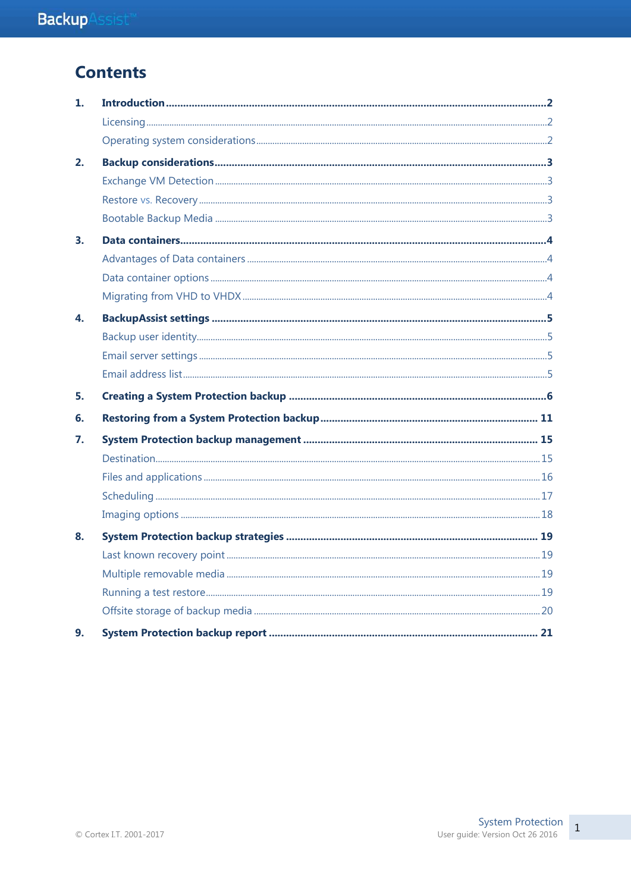# Contents

1. **Introduction** .......... 2
   - Licensing .......... 2
   - Operating system considerations .......... 2
2. **Backup considerations** .......... 3
   - Exchange VM Detection .......... 3
   - Restore vs. Recovery .......... 3
   - Bootable Backup Media .......... 3
3. **Data containers** .......... 4
   - Advantages of Data containers .......... 4
   - Data container options .......... 4
   - Migrating from VHD to VHDX .......... 4
4. **BackupAssist settings** .......... 5
   - Backup user identity .......... 5
   - Email server settings .......... 5
   - Email address list .......... 5
5. **Creating a System Protection backup** .......... 6
6. **Restoring from a System Protection backup** .......... 11
7. **System Protection backup management** .......... 15
   - Destination .......... 15
   - Files and applications .......... 16
   - Scheduling .......... 17
   - Imaging options .......... 18
8. **System Protection backup strategies** .......... 19
   - Last known recovery point .......... 19
   - Multiple removable media .......... 19
   - Running a test restore .......... 19
   - Offsite storage of backup media .......... 20
9. **System Protection backup report** .......... 21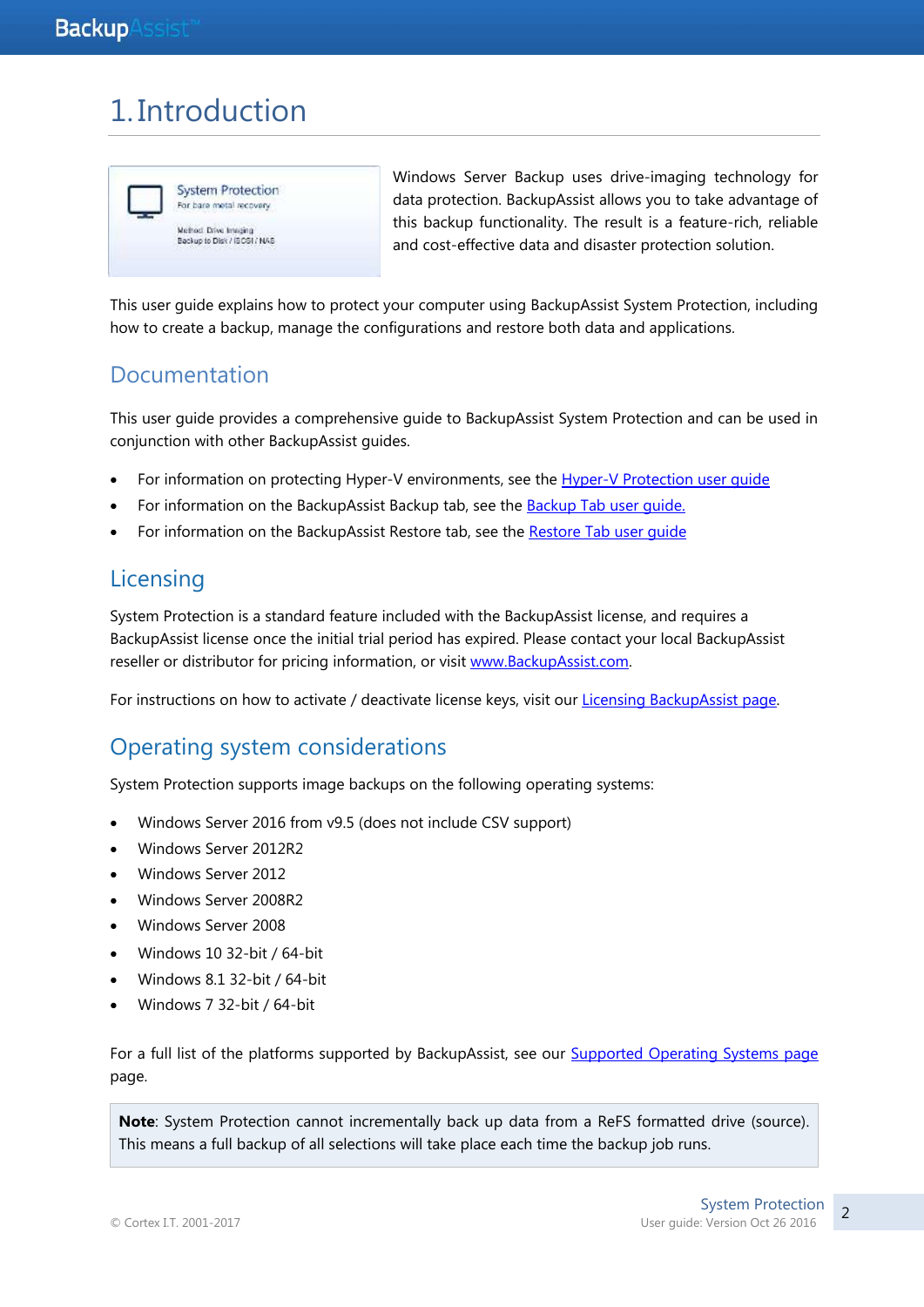# 1. Introduction

Windows Server Backup uses drive-imaging technology for data protection. BackupAssist allows you to take advantage of this backup functionality. The result is a feature-rich, reliable and cost-effective data and disaster protection solution.

This user guide explains how to protect your computer using BackupAssist System Protection, including how to create a backup, manage the configurations and restore both data and applications.

## Documentation

This user guide provides a comprehensive guide to BackupAssist System Protection and can be used in conjunction with other BackupAssist guides.

- For information on protecting Hyper-V environments, see the Hyper-V Protection user guide
- For information on the BackupAssist Backup tab, see the Backup Tab user guide.
- For information on the BackupAssist Restore tab, see the Restore Tab user guide

## Licensing

System Protection is a standard feature included with the BackupAssist license, and requires a BackupAssist license once the initial trial period has expired. Please contact your local BackupAssist reseller or distributor for pricing information, or visit www.BackupAssist.com.

For instructions on how to activate / deactivate license keys, visit our Licensing BackupAssist page.

## Operating system considerations

System Protection supports image backups on the following operating systems:

- Windows Server 2016 from v9.5 (does not include CSV support)
- Windows Server 2012R2
- Windows Server 2012
- Windows Server 2008R2
- Windows Server 2008
- Windows 10 32-bit / 64-bit
- Windows 8.1 32-bit / 64-bit
- Windows 7 32-bit / 64-bit

For a full list of the platforms supported by BackupAssist, see our Supported Operating Systems page page.

**Note**: System Protection cannot incrementally back up data from a ReFS formatted drive (source). This means a full backup of all selections will take place each time the backup job runs.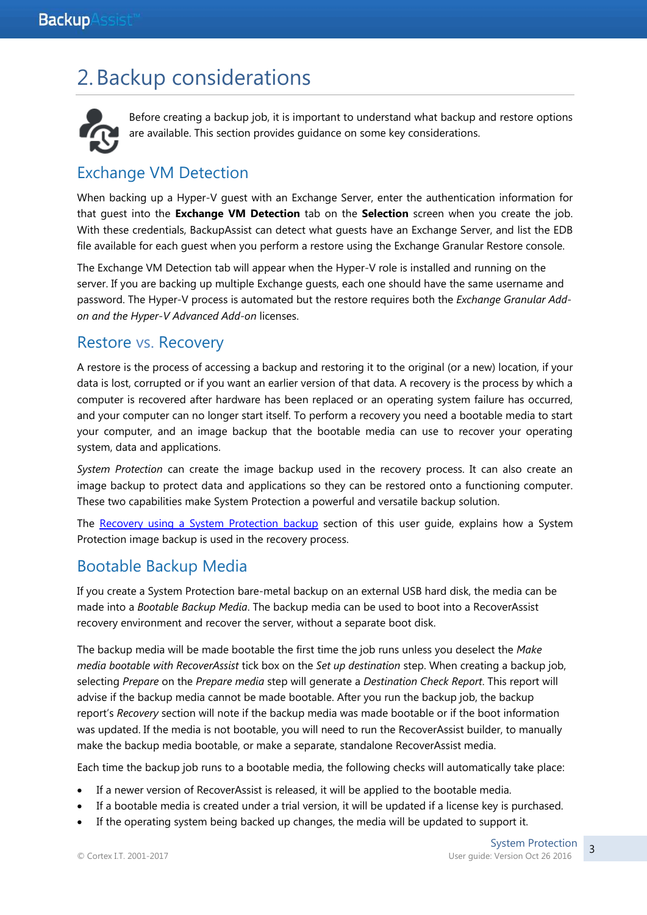# 2. Backup considerations

Before creating a backup job, it is important to understand what backup and restore options are available. This section provides guidance on some key considerations.

## Exchange VM Detection

When backing up a Hyper-V guest with an Exchange Server, enter the authentication information for that guest into the **Exchange VM Detection** tab on the **Selection** screen when you create the job. With these credentials, BackupAssist can detect what guests have an Exchange Server, and list the EDB file available for each guest when you perform a restore using the Exchange Granular Restore console.

The Exchange VM Detection tab will appear when the Hyper-V role is installed and running on the server. If you are backing up multiple Exchange guests, each one should have the same username and password. The Hyper-V process is automated but the restore requires both the *Exchange Granular Add-on and the Hyper-V Advanced Add-on* licenses.

## Restore vs. Recovery

A restore is the process of accessing a backup and restoring it to the original (or a new) location, if your data is lost, corrupted or if you want an earlier version of that data. A recovery is the process by which a computer is recovered after hardware has been replaced or an operating system failure has occurred, and your computer can no longer start itself. To perform a recovery you need a bootable media to start your computer, and an image backup that the bootable media can use to recover your operating system, data and applications.

*System Protection* can create the image backup used in the recovery process. It can also create an image backup to protect data and applications so they can be restored onto a functioning computer. These two capabilities make System Protection a powerful and versatile backup solution.

The Recovery using a System Protection backup section of this user guide, explains how a System Protection image backup is used in the recovery process.

## Bootable Backup Media

If you create a System Protection bare-metal backup on an external USB hard disk, the media can be made into a *Bootable Backup Media*. The backup media can be used to boot into a RecoverAssist recovery environment and recover the server, without a separate boot disk.

The backup media will be made bootable the first time the job runs unless you deselect the *Make media bootable with RecoverAssist* tick box on the *Set up destination* step. When creating a backup job, selecting *Prepare* on the *Prepare media* step will generate a *Destination Check Report*. This report will advise if the backup media cannot be made bootable. After you run the backup job, the backup report's *Recovery* section will note if the backup media was made bootable or if the boot information was updated. If the media is not bootable, you will need to run the RecoverAssist builder, to manually make the backup media bootable, or make a separate, standalone RecoverAssist media.

Each time the backup job runs to a bootable media, the following checks will automatically take place:

- If a newer version of RecoverAssist is released, it will be applied to the bootable media.
- If a bootable media is created under a trial version, it will be updated if a license key is purchased.
- If the operating system being backed up changes, the media will be updated to support it.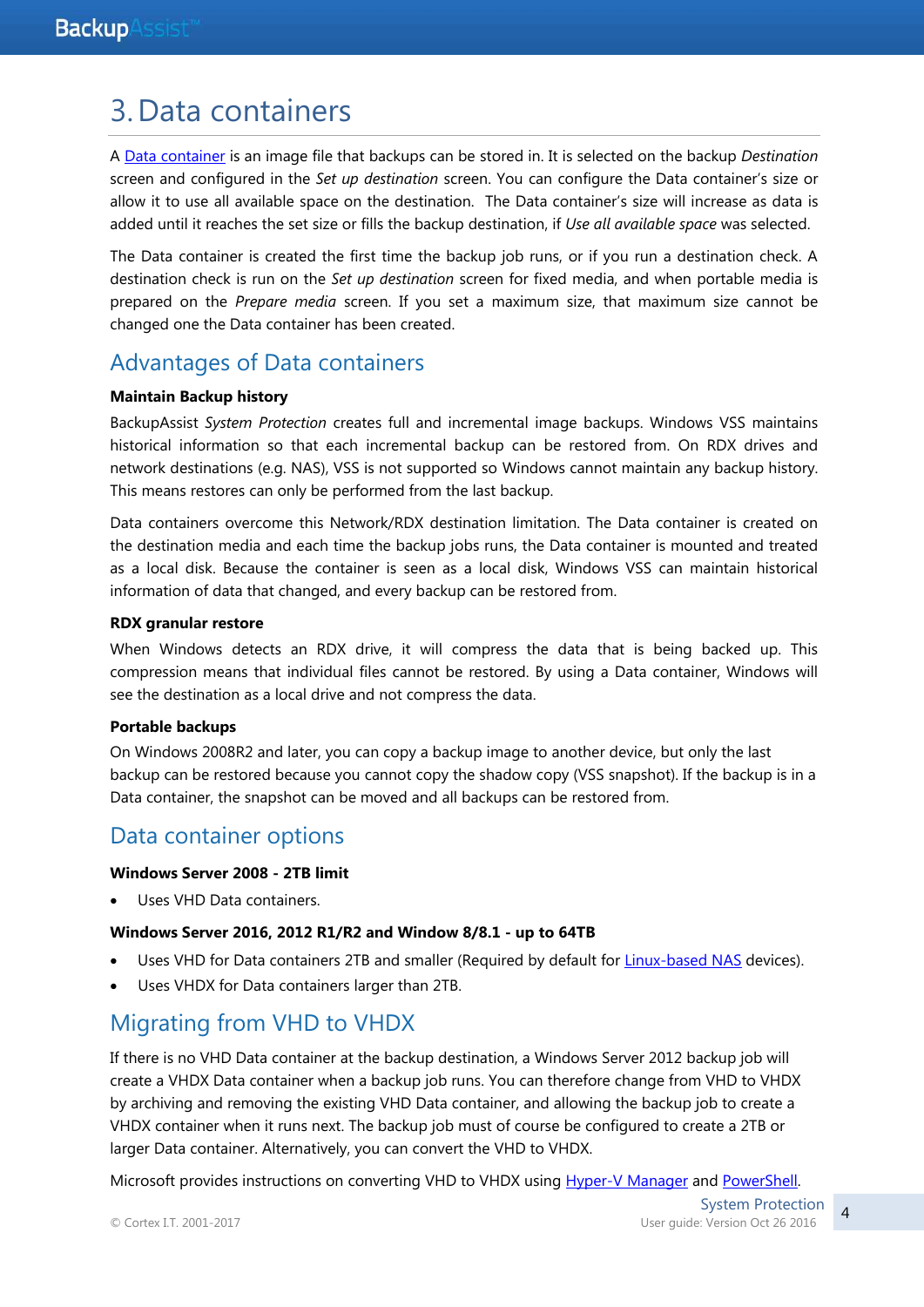# 3. Data containers

A Data container is an image file that backups can be stored in. It is selected on the backup *Destination* screen and configured in the *Set up destination* screen. You can configure the Data container's size or allow it to use all available space on the destination. The Data container's size will increase as data is added until it reaches the set size or fills the backup destination, if *Use all available space* was selected.

The Data container is created the first time the backup job runs, or if you run a destination check. A destination check is run on the *Set up destination* screen for fixed media, and when portable media is prepared on the *Prepare media* screen. If you set a maximum size, that maximum size cannot be changed one the Data container has been created.

## Advantages of Data containers

**Maintain Backup history**

BackupAssist *System Protection* creates full and incremental image backups. Windows VSS maintains historical information so that each incremental backup can be restored from. On RDX drives and network destinations (e.g. NAS), VSS is not supported so Windows cannot maintain any backup history. This means restores can only be performed from the last backup.

Data containers overcome this Network/RDX destination limitation. The Data container is created on the destination media and each time the backup jobs runs, the Data container is mounted and treated as a local disk. Because the container is seen as a local disk, Windows VSS can maintain historical information of data that changed, and every backup can be restored from.

**RDX granular restore**

When Windows detects an RDX drive, it will compress the data that is being backed up. This compression means that individual files cannot be restored. By using a Data container, Windows will see the destination as a local drive and not compress the data.

**Portable backups**

On Windows 2008R2 and later, you can copy a backup image to another device, but only the last backup can be restored because you cannot copy the shadow copy (VSS snapshot). If the backup is in a Data container, the snapshot can be moved and all backups can be restored from.

## Data container options

**Windows Server 2008 - 2TB limit**

- Uses VHD Data containers.

**Windows Server 2016, 2012 R1/R2 and Window 8/8.1 - up to 64TB**

- Uses VHD for Data containers 2TB and smaller (Required by default for Linux-based NAS devices).
- Uses VHDX for Data containers larger than 2TB.

## Migrating from VHD to VHDX

If there is no VHD Data container at the backup destination, a Windows Server 2012 backup job will create a VHDX Data container when a backup job runs. You can therefore change from VHD to VHDX by archiving and removing the existing VHD Data container, and allowing the backup job to create a VHDX container when it runs next. The backup job must of course be configured to create a 2TB or larger Data container. Alternatively, you can convert the VHD to VHDX.

Microsoft provides instructions on converting VHD to VHDX using Hyper-V Manager and PowerShell.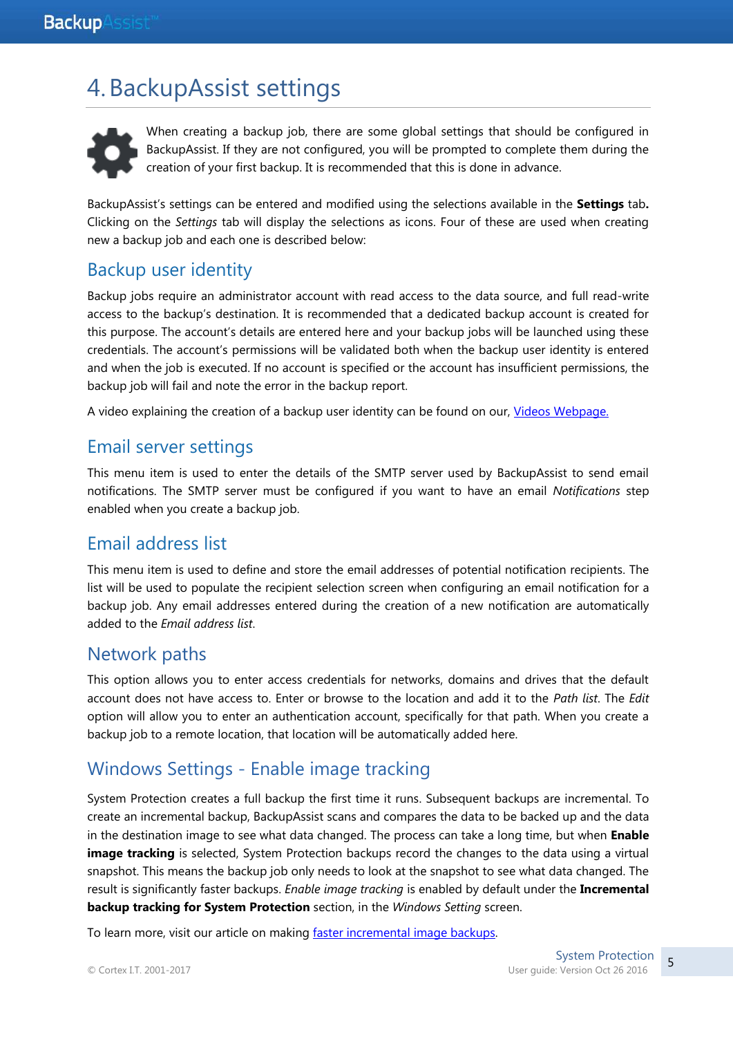# 4. BackupAssist settings

When creating a backup job, there are some global settings that should be configured in BackupAssist. If they are not configured, you will be prompted to complete them during the creation of your first backup. It is recommended that this is done in advance.

BackupAssist's settings can be entered and modified using the selections available in the **Settings** tab**.** Clicking on the *Settings* tab will display the selections as icons. Four of these are used when creating new a backup job and each one is described below:

## Backup user identity

Backup jobs require an administrator account with read access to the data source, and full read-write access to the backup's destination. It is recommended that a dedicated backup account is created for this purpose. The account's details are entered here and your backup jobs will be launched using these credentials. The account's permissions will be validated both when the backup user identity is entered and when the job is executed. If no account is specified or the account has insufficient permissions, the backup job will fail and note the error in the backup report.

A video explaining the creation of a backup user identity can be found on our, Videos Webpage.

## Email server settings

This menu item is used to enter the details of the SMTP server used by BackupAssist to send email notifications. The SMTP server must be configured if you want to have an email *Notifications* step enabled when you create a backup job.

## Email address list

This menu item is used to define and store the email addresses of potential notification recipients. The list will be used to populate the recipient selection screen when configuring an email notification for a backup job. Any email addresses entered during the creation of a new notification are automatically added to the *Email address list*.

## Network paths

This option allows you to enter access credentials for networks, domains and drives that the default account does not have access to. Enter or browse to the location and add it to the *Path list*. The *Edit* option will allow you to enter an authentication account, specifically for that path. When you create a backup job to a remote location, that location will be automatically added here.

## Windows Settings - Enable image tracking

System Protection creates a full backup the first time it runs. Subsequent backups are incremental. To create an incremental backup, BackupAssist scans and compares the data to be backed up and the data in the destination image to see what data changed. The process can take a long time, but when **Enable image tracking** is selected, System Protection backups record the changes to the data using a virtual snapshot. This means the backup job only needs to look at the snapshot to see what data changed. The result is significantly faster backups. *Enable image tracking* is enabled by default under the **Incremental backup tracking for System Protection** section, in the *Windows Setting* screen.

To learn more, visit our article on making faster incremental image backups.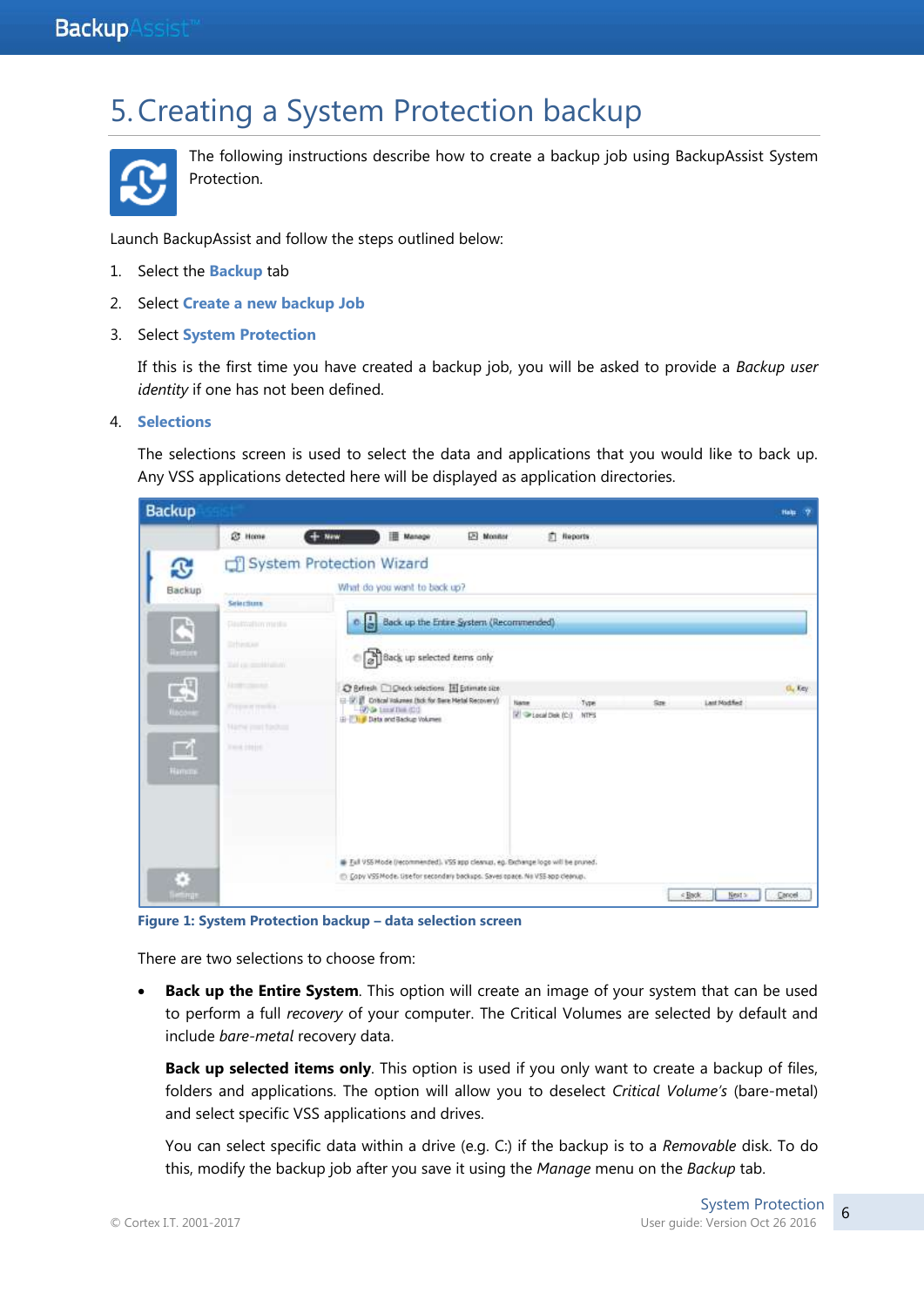# 5. Creating a System Protection backup

The following instructions describe how to create a backup job using BackupAssist System Protection.

Launch BackupAssist and follow the steps outlined below:

1. Select the **Backup** tab
2. Select **Create a new backup Job**
3. Select **System Protection**

   If this is the first time you have created a backup job, you will be asked to provide a *Backup user identity* if one has not been defined.

4. **Selections**

   The selections screen is used to select the data and applications that you would like to back up. Any VSS applications detected here will be displayed as application directories.

**Figure 1: System Protection backup – data selection screen**

There are two selections to choose from:

- **Back up the Entire System**. This option will create an image of your system that can be used to perform a full *recovery* of your computer. The Critical Volumes are selected by default and include *bare-metal* recovery data.

  **Back up selected items only**. This option is used if you only want to create a backup of files, folders and applications. The option will allow you to deselect *Critical Volume's* (bare-metal) and select specific VSS applications and drives.

  You can select specific data within a drive (e.g. C:) if the backup is to a *Removable* disk. To do this, modify the backup job after you save it using the *Manage* menu on the *Backup* tab.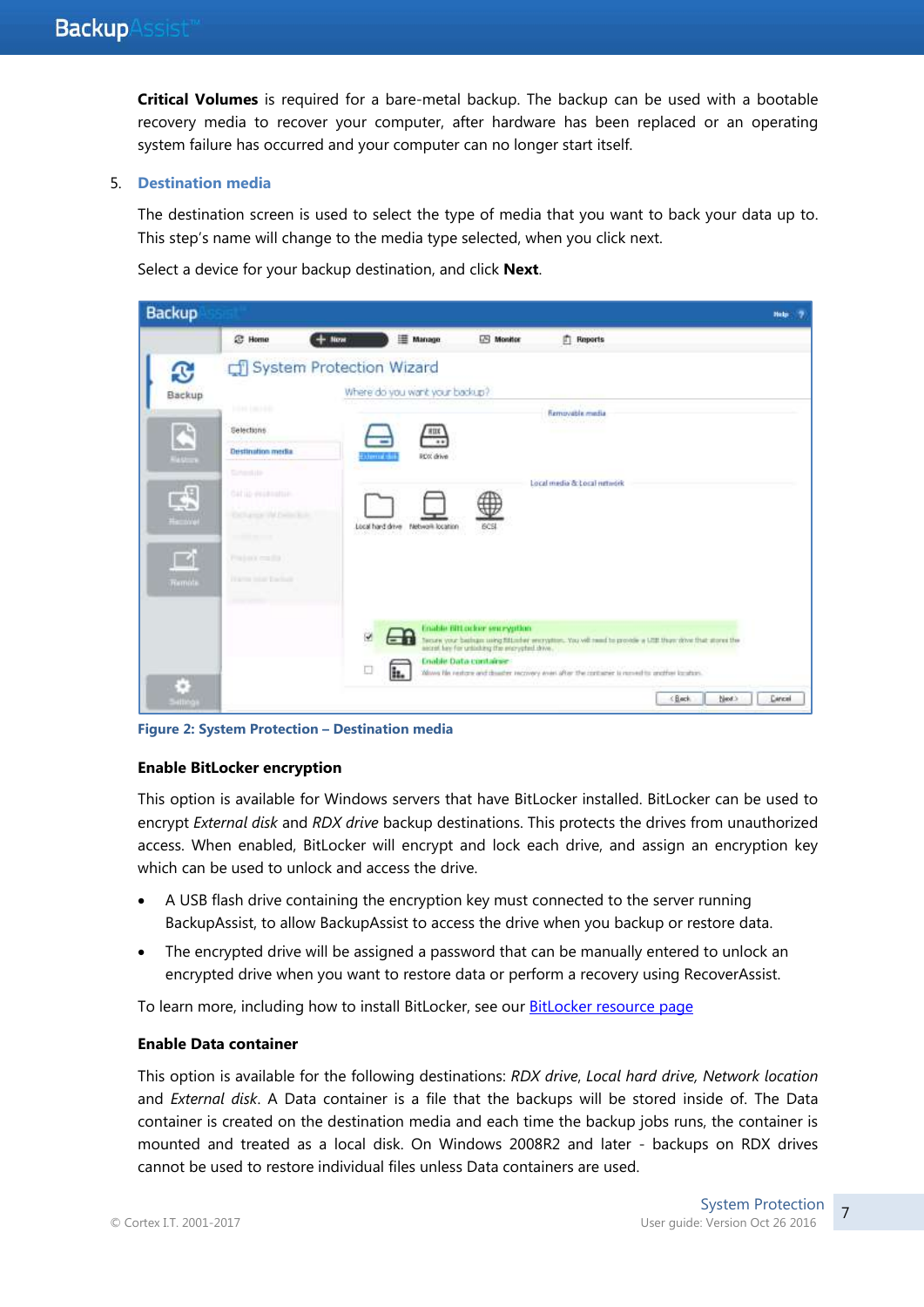**Critical Volumes** is required for a bare-metal backup. The backup can be used with a bootable recovery media to recover your computer, after hardware has been replaced or an operating system failure has occurred and your computer can no longer start itself.

5. **Destination media**

The destination screen is used to select the type of media that you want to back your data up to. This step's name will change to the media type selected, when you click next.

Select a device for your backup destination, and click **Next**.

**Figure 2: System Protection – Destination media**

### Enable BitLocker encryption

This option is available for Windows servers that have BitLocker installed. BitLocker can be used to encrypt *External disk* and *RDX drive* backup destinations. This protects the drives from unauthorized access. When enabled, BitLocker will encrypt and lock each drive, and assign an encryption key which can be used to unlock and access the drive.

- A USB flash drive containing the encryption key must connected to the server running BackupAssist, to allow BackupAssist to access the drive when you backup or restore data.
- The encrypted drive will be assigned a password that can be manually entered to unlock an encrypted drive when you want to restore data or perform a recovery using RecoverAssist.

To learn more, including how to install BitLocker, see our BitLocker resource page

### Enable Data container

This option is available for the following destinations: *RDX drive*, *Local hard drive*, *Network location* and *External disk*. A Data container is a file that the backups will be stored inside of. The Data container is created on the destination media and each time the backup jobs runs, the container is mounted and treated as a local disk. On Windows 2008R2 and later - backups on RDX drives cannot be used to restore individual files unless Data containers are used.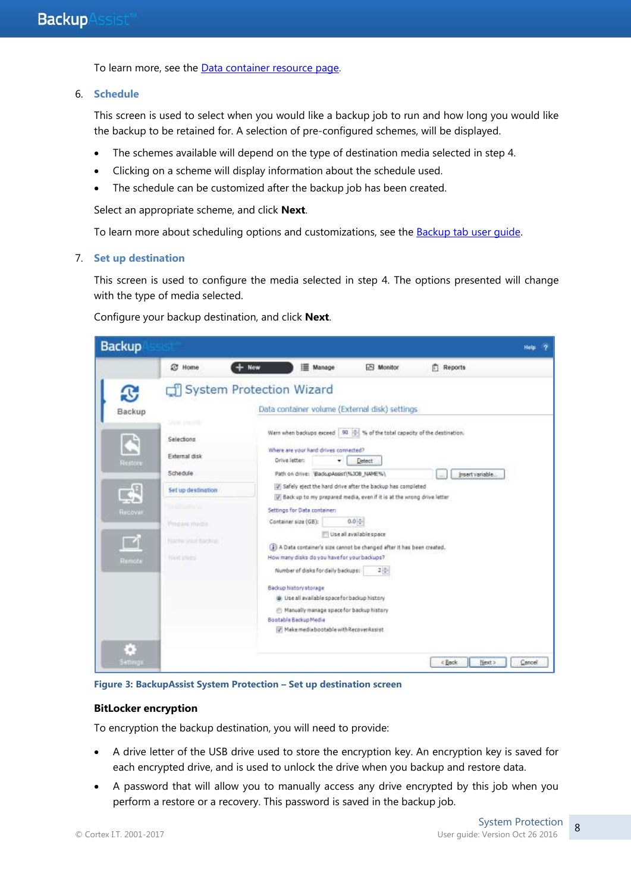To learn more, see the [Data container resource page](#).

6. **Schedule**

   This screen is used to select when you would like a backup job to run and how long you would like the backup to be retained for. A selection of pre-configured schemes, will be displayed.

   - The schemes available will depend on the type of destination media selected in step 4.
   - Clicking on a scheme will display information about the schedule used.
   - The schedule can be customized after the backup job has been created.

   Select an appropriate scheme, and click **Next**.

   To learn more about scheduling options and customizations, see the [Backup tab user guide](#).

7. **Set up destination**

   This screen is used to configure the media selected in step 4. The options presented will change with the type of media selected.

   Configure your backup destination, and click **Next**.

**Figure 3: BackupAssist System Protection – Set up destination screen**

**BitLocker encryption**

To encryption the backup destination, you will need to provide:

- A drive letter of the USB drive used to store the encryption key. An encryption key is saved for each encrypted drive, and is used to unlock the drive when you backup and restore data.
- A password that will allow you to manually access any drive encrypted by this job when you perform a restore or a recovery. This password is saved in the backup job.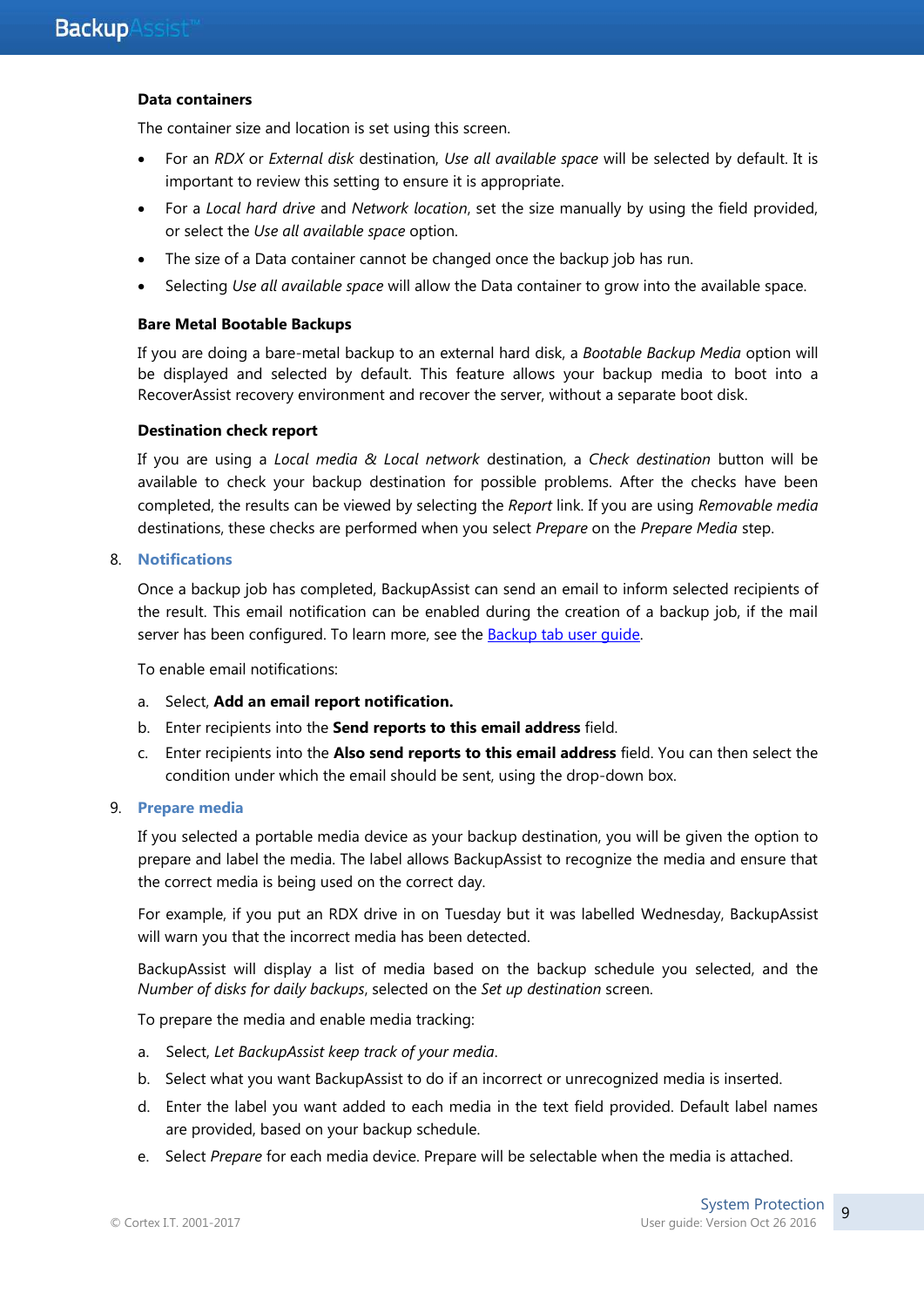**Data containers**

The container size and location is set using this screen.

- For an *RDX* or *External disk* destination, *Use all available space* will be selected by default. It is important to review this setting to ensure it is appropriate.
- For a *Local hard drive* and *Network location*, set the size manually by using the field provided, or select the *Use all available space* option.
- The size of a Data container cannot be changed once the backup job has run.
- Selecting *Use all available space* will allow the Data container to grow into the available space.

**Bare Metal Bootable Backups**

If you are doing a bare-metal backup to an external hard disk, a *Bootable Backup Media* option will be displayed and selected by default. This feature allows your backup media to boot into a RecoverAssist recovery environment and recover the server, without a separate boot disk.

**Destination check report**

If you are using a *Local media & Local network* destination, a *Check destination* button will be available to check your backup destination for possible problems. After the checks have been completed, the results can be viewed by selecting the *Report* link. If you are using *Removable media* destinations, these checks are performed when you select *Prepare* on the *Prepare Media* step.

8. **Notifications**

Once a backup job has completed, BackupAssist can send an email to inform selected recipients of the result. This email notification can be enabled during the creation of a backup job, if the mail server has been configured. To learn more, see the Backup tab user guide.

To enable email notifications:

a. Select, **Add an email report notification.**
b. Enter recipients into the **Send reports to this email address** field.
c. Enter recipients into the **Also send reports to this email address** field. You can then select the condition under which the email should be sent, using the drop-down box.

9. **Prepare media**

If you selected a portable media device as your backup destination, you will be given the option to prepare and label the media. The label allows BackupAssist to recognize the media and ensure that the correct media is being used on the correct day.

For example, if you put an RDX drive in on Tuesday but it was labelled Wednesday, BackupAssist will warn you that the incorrect media has been detected.

BackupAssist will display a list of media based on the backup schedule you selected, and the *Number of disks for daily backups*, selected on the *Set up destination* screen.

To prepare the media and enable media tracking:

a. Select, *Let BackupAssist keep track of your media*.
b. Select what you want BackupAssist to do if an incorrect or unrecognized media is inserted.
d. Enter the label you want added to each media in the text field provided. Default label names are provided, based on your backup schedule.
e. Select *Prepare* for each media device. Prepare will be selectable when the media is attached.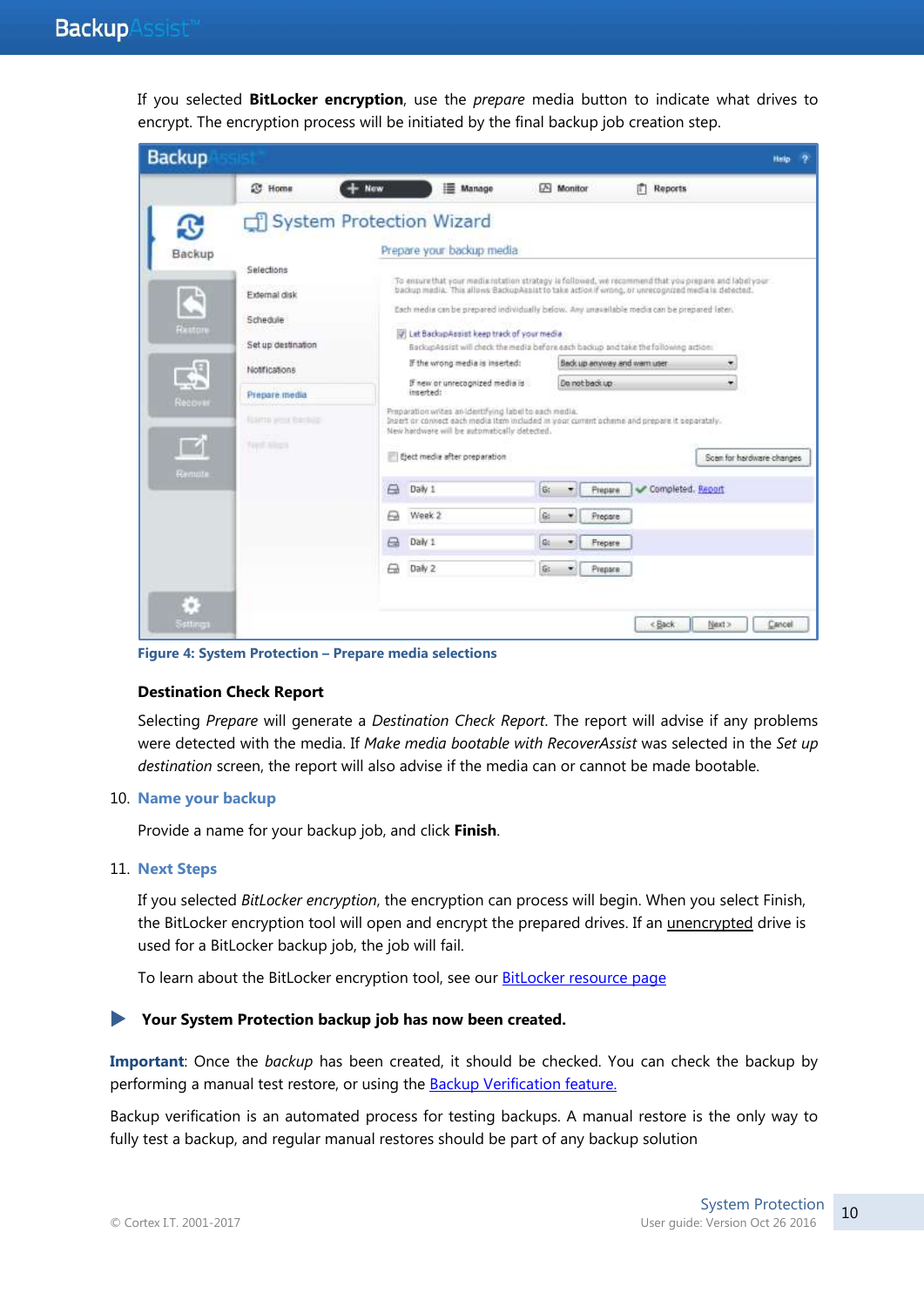If you selected **BitLocker encryption**, use the *prepare* media button to indicate what drives to encrypt. The encryption process will be initiated by the final backup job creation step.

Figure 4: System Protection – Prepare media selections

**Destination Check Report**

Selecting *Prepare* will generate a *Destination Check Report*. The report will advise if any problems were detected with the media. If *Make media bootable with RecoverAssist* was selected in the *Set up destination* screen, the report will also advise if the media can or cannot be made bootable.

10. **Name your backup**

Provide a name for your backup job, and click **Finish**.

11. **Next Steps**

If you selected *BitLocker encryption*, the encryption can process will begin. When you select Finish, the BitLocker encryption tool will open and encrypt the prepared drives. If an unencrypted drive is used for a BitLocker backup job, the job will fail.

To learn about the BitLocker encryption tool, see our BitLocker resource page

▶ **Your System Protection backup job has now been created.**

**Important**: Once the *backup* has been created, it should be checked. You can check the backup by performing a manual test restore, or using the Backup Verification feature.

Backup verification is an automated process for testing backups. A manual restore is the only way to fully test a backup, and regular manual restores should be part of any backup solution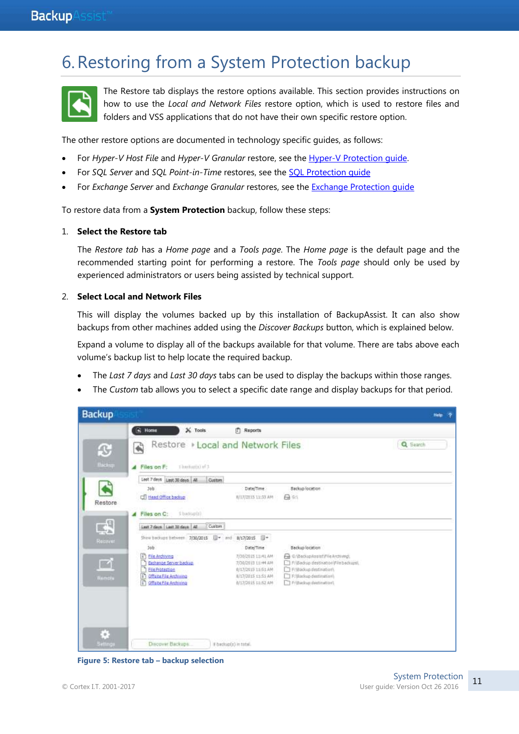# 6. Restoring from a System Protection backup

The Restore tab displays the restore options available. This section provides instructions on how to use the *Local and Network Files* restore option, which is used to restore files and folders and VSS applications that do not have their own specific restore option.

The other restore options are documented in technology specific guides, as follows:

- For *Hyper-V Host File* and *Hyper-V Granular* restore, see the [Hyper-V Protection guide](#).
- For *SQL Server* and *SQL Point-in-Time* restores, see the [SQL Protection guide](#)
- For *Exchange Server* and *Exchange Granular* restores, see the [Exchange Protection guide](#)

To restore data from a **System Protection** backup, follow these steps:

1. **Select the Restore tab**

   The *Restore tab* has a *Home page* and a *Tools page*. The *Home page* is the default page and the recommended starting point for performing a restore. The *Tools page* should only be used by experienced administrators or users being assisted by technical support.

2. **Select Local and Network Files**

   This will display the volumes backed up by this installation of BackupAssist. It can also show backups from other machines added using the *Discover Backups* button, which is explained below.

   Expand a volume to display all of the backups available for that volume. There are tabs above each volume's backup list to help locate the required backup.

   - The *Last 7 days* and *Last 30 days* tabs can be used to display the backups within those ranges.
   - The *Custom* tab allows you to select a specific date range and display backups for that period.

**Figure 5: Restore tab – backup selection**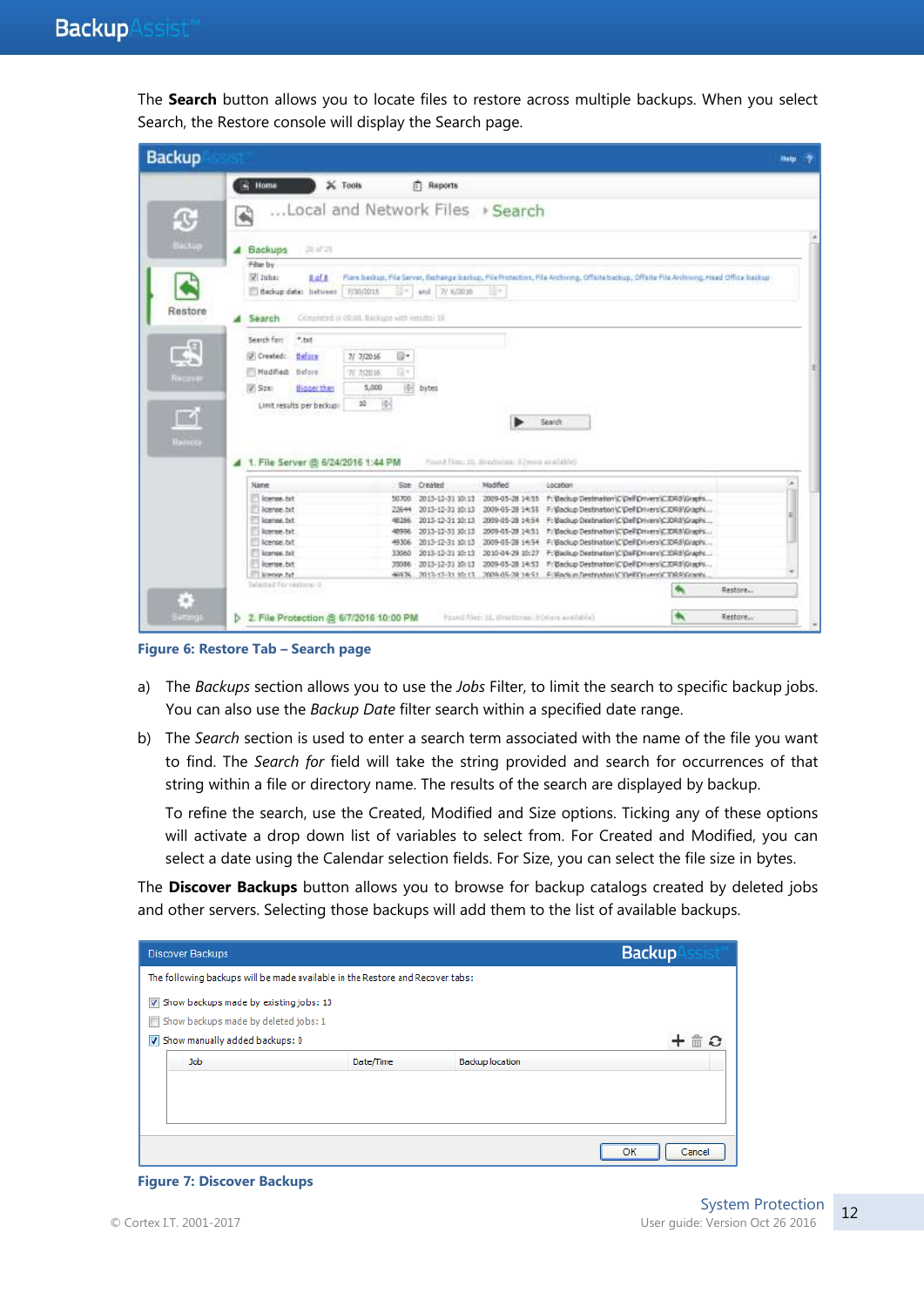The **Search** button allows you to locate files to restore across multiple backups. When you select Search, the Restore console will display the Search page.

Figure 6: Restore Tab – Search page

a) The *Backups* section allows you to use the *Jobs* Filter, to limit the search to specific backup jobs. You can also use the *Backup Date* filter search within a specified date range.

b) The *Search* section is used to enter a search term associated with the name of the file you want to find. The *Search for* field will take the string provided and search for occurrences of that string within a file or directory name. The results of the search are displayed by backup.

   To refine the search, use the Created, Modified and Size options. Ticking any of these options will activate a drop down list of variables to select from. For Created and Modified, you can select a date using the Calendar selection fields. For Size, you can select the file size in bytes.

The **Discover Backups** button allows you to browse for backup catalogs created by deleted jobs and other servers. Selecting those backups will add them to the list of available backups.

Figure 7: Discover Backups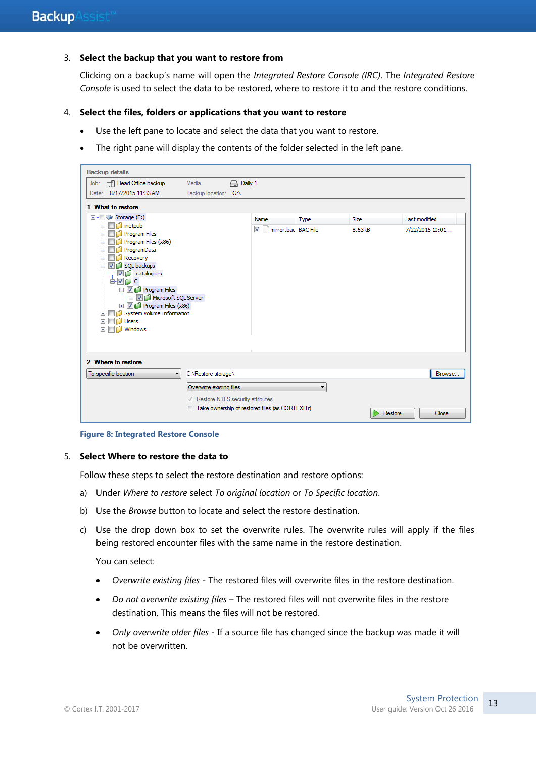3. **Select the backup that you want to restore from**

   Clicking on a backup's name will open the *Integrated Restore Console (IRC)*. The *Integrated Restore Console* is used to select the data to be restored, where to restore it to and the restore conditions.

4. **Select the files, folders or applications that you want to restore**

   - Use the left pane to locate and select the data that you want to restore.
   - The right pane will display the contents of the folder selected in the left pane.

Figure 8: Integrated Restore Console

5. **Select Where to restore the data to**

   Follow these steps to select the restore destination and restore options:

   a) Under *Where to restore* select *To original location* or *To Specific location*.

   b) Use the *Browse* button to locate and select the restore destination.

   c) Use the drop down box to set the overwrite rules. The overwrite rules will apply if the files being restored encounter files with the same name in the restore destination.

   You can select:

   - *Overwrite existing files* - The restored files will overwrite files in the restore destination.
   - *Do not overwrite existing files* – The restored files will not overwrite files in the restore destination. This means the files will not be restored.
   - *Only overwrite older files* - If a source file has changed since the backup was made it will not be overwritten.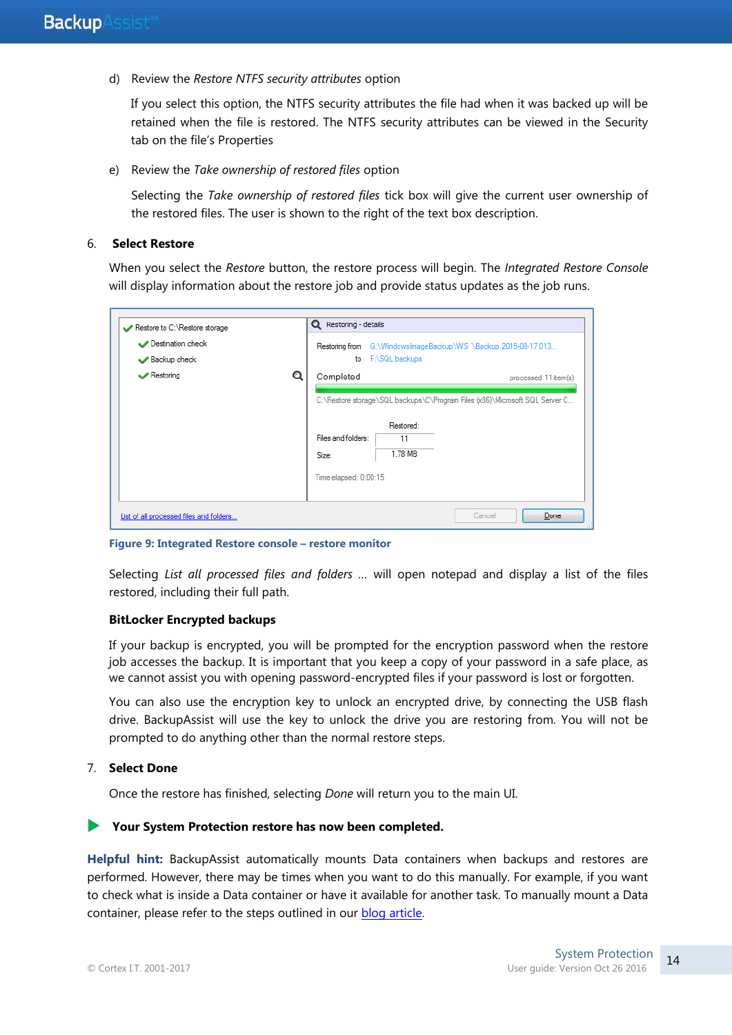d) Review the *Restore NTFS security attributes* option

If you select this option, the NTFS security attributes the file had when it was backed up will be retained when the file is restored. The NTFS security attributes can be viewed in the Security tab on the file's Properties

e) Review the *Take ownership of restored files* option

Selecting the *Take ownership of restored files* tick box will give the current user ownership of the restored files. The user is shown to the right of the text box description.

6. **Select Restore**

When you select the *Restore* button, the restore process will begin. The *Integrated Restore Console* will display information about the restore job and provide status updates as the job runs.

**Figure 9: Integrated Restore console – restore monitor**

Selecting *List all processed files and folders …* will open notepad and display a list of the files restored, including their full path.

**BitLocker Encrypted backups**

If your backup is encrypted, you will be prompted for the encryption password when the restore job accesses the backup. It is important that you keep a copy of your password in a safe place, as we cannot assist you with opening password-encrypted files if your password is lost or forgotten.

You can also use the encryption key to unlock an encrypted drive, by connecting the USB flash drive. BackupAssist will use the key to unlock the drive you are restoring from. You will not be prompted to do anything other than the normal restore steps.

7. **Select Done**

Once the restore has finished, selecting *Done* will return you to the main UI.

**Your System Protection restore has now been completed.**

**Helpful hint:** BackupAssist automatically mounts Data containers when backups and restores are performed. However, there may be times when you want to do this manually. For example, if you want to check what is inside a Data container or have it available for another task. To manually mount a Data container, please refer to the steps outlined in our blog article.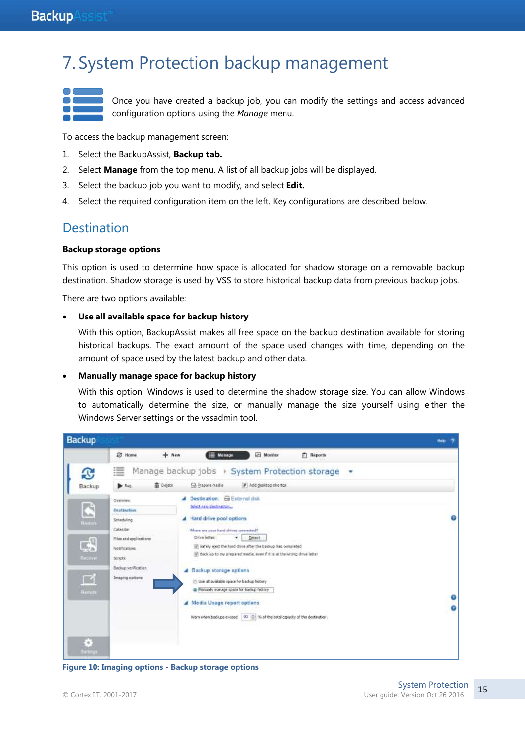# 7. System Protection backup management

Once you have created a backup job, you can modify the settings and access advanced configuration options using the *Manage* menu.

To access the backup management screen:

1. Select the BackupAssist, **Backup tab.**
2. Select **Manage** from the top menu. A list of all backup jobs will be displayed.
3. Select the backup job you want to modify, and select **Edit.**
4. Select the required configuration item on the left. Key configurations are described below.

## Destination

**Backup storage options**

This option is used to determine how space is allocated for shadow storage on a removable backup destination. Shadow storage is used by VSS to store historical backup data from previous backup jobs.

There are two options available:

- **Use all available space for backup history**

  With this option, BackupAssist makes all free space on the backup destination available for storing historical backups. The exact amount of the space used changes with time, depending on the amount of space used by the latest backup and other data.

- **Manually manage space for backup history**

  With this option, Windows is used to determine the shadow storage size. You can allow Windows to automatically determine the size, or manually manage the size yourself using either the Windows Server settings or the vssadmin tool.

Figure 10: Imaging options - Backup storage options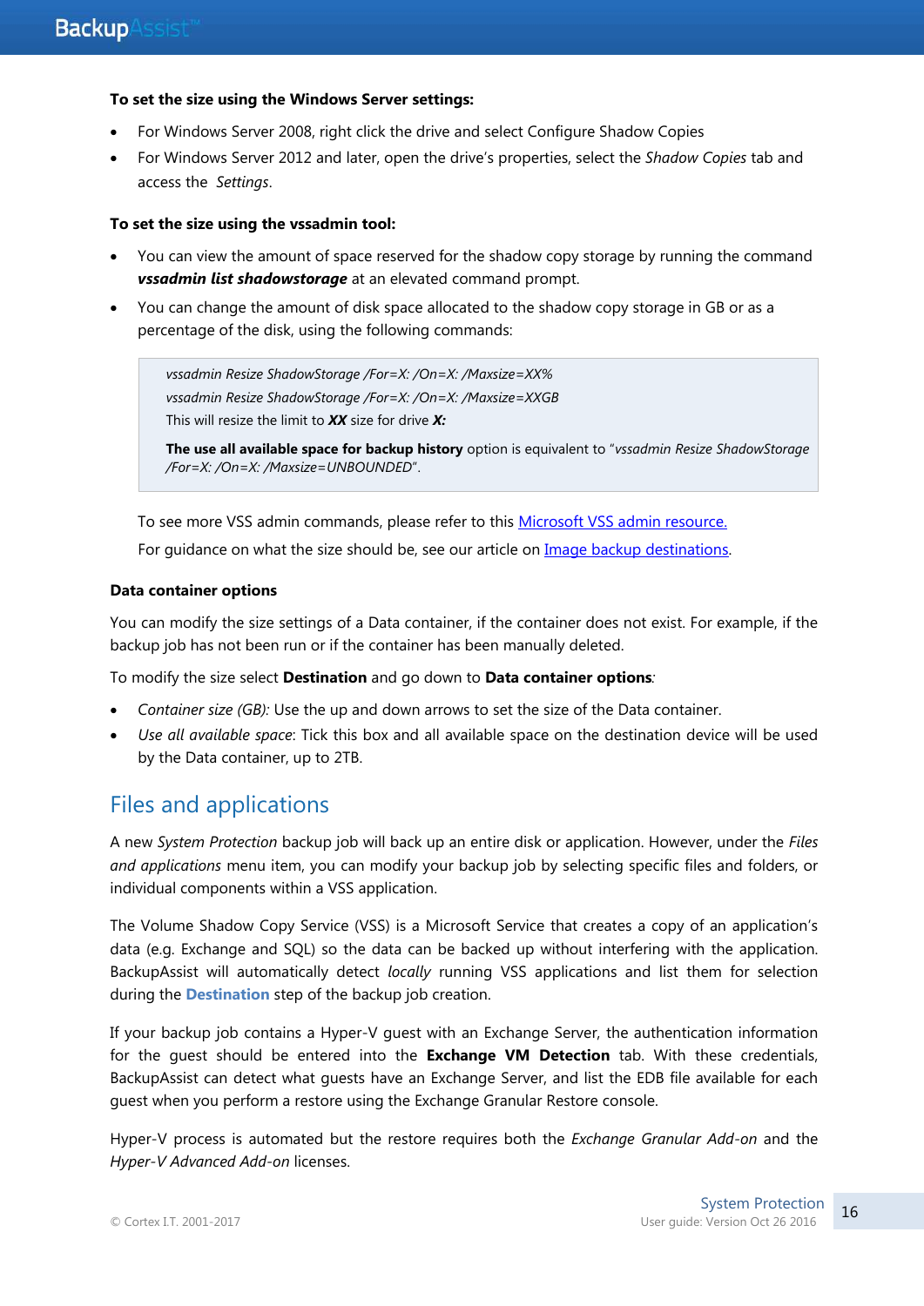**To set the size using the Windows Server settings:**

- For Windows Server 2008, right click the drive and select Configure Shadow Copies
- For Windows Server 2012 and later, open the drive's properties, select the *Shadow Copies* tab and access the *Settings*.

**To set the size using the vssadmin tool:**

- You can view the amount of space reserved for the shadow copy storage by running the command ***vssadmin list shadowstorage*** at an elevated command prompt.
- You can change the amount of disk space allocated to the shadow copy storage in GB or as a percentage of the disk, using the following commands:

> *vssadmin Resize ShadowStorage /For=X: /On=X: /Maxsize=XX%*
>
> *vssadmin Resize ShadowStorage /For=X: /On=X: /Maxsize=XXGB*
>
> This will resize the limit to ***XX*** size for drive ***X:***
>
> **The use all available space for backup history** option is equivalent to "*vssadmin Resize ShadowStorage /For=X: /On=X: /Maxsize=UNBOUNDED*".

To see more VSS admin commands, please refer to this [Microsoft VSS admin resource.]()

For guidance on what the size should be, see our article on [Image backup destinations]().

**Data container options**

You can modify the size settings of a Data container, if the container does not exist. For example, if the backup job has not been run or if the container has been manually deleted.

To modify the size select **Destination** and go down to **Data container options**:

- *Container size (GB):* Use the up and down arrows to set the size of the Data container.
- *Use all available space*: Tick this box and all available space on the destination device will be used by the Data container, up to 2TB.

## Files and applications

A new *System Protection* backup job will back up an entire disk or application. However, under the *Files and applications* menu item, you can modify your backup job by selecting specific files and folders, or individual components within a VSS application.

The Volume Shadow Copy Service (VSS) is a Microsoft Service that creates a copy of an application's data (e.g. Exchange and SQL) so the data can be backed up without interfering with the application. BackupAssist will automatically detect *locally* running VSS applications and list them for selection during the **Destination** step of the backup job creation.

If your backup job contains a Hyper-V guest with an Exchange Server, the authentication information for the guest should be entered into the **Exchange VM Detection** tab. With these credentials, BackupAssist can detect what guests have an Exchange Server, and list the EDB file available for each guest when you perform a restore using the Exchange Granular Restore console.

Hyper-V process is automated but the restore requires both the *Exchange Granular Add-on* and the *Hyper-V Advanced Add-on* licenses.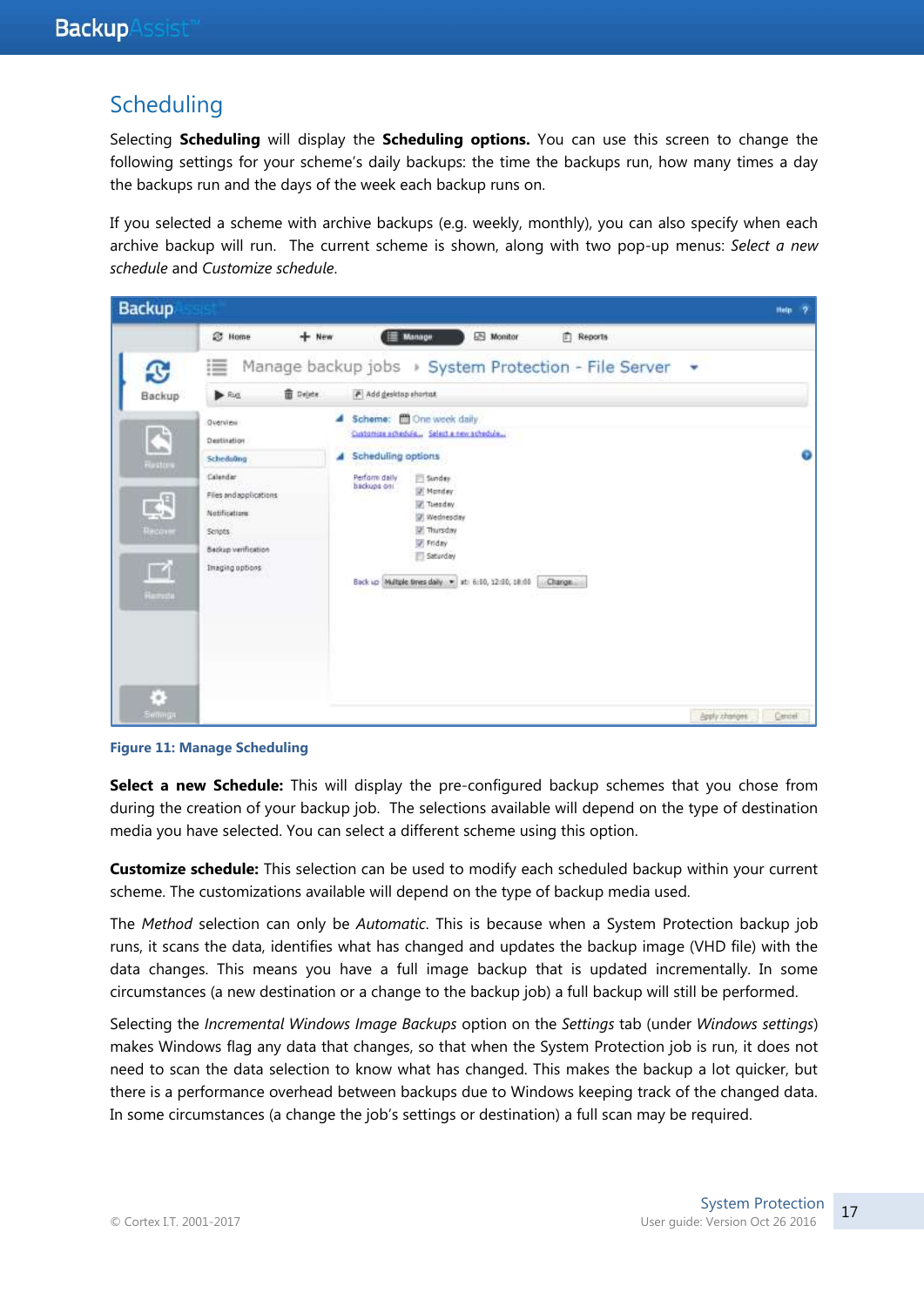# Scheduling

Selecting **Scheduling** will display the **Scheduling options.** You can use this screen to change the following settings for your scheme's daily backups: the time the backups run, how many times a day the backups run and the days of the week each backup runs on.

If you selected a scheme with archive backups (e.g. weekly, monthly), you can also specify when each archive backup will run. The current scheme is shown, along with two pop-up menus: *Select a new schedule* and *Customize schedule*.

**Figure 11: Manage Scheduling**

**Select a new Schedule:** This will display the pre-configured backup schemes that you chose from during the creation of your backup job. The selections available will depend on the type of destination media you have selected. You can select a different scheme using this option.

**Customize schedule:** This selection can be used to modify each scheduled backup within your current scheme. The customizations available will depend on the type of backup media used.

The *Method* selection can only be *Automatic*. This is because when a System Protection backup job runs, it scans the data, identifies what has changed and updates the backup image (VHD file) with the data changes. This means you have a full image backup that is updated incrementally. In some circumstances (a new destination or a change to the backup job) a full backup will still be performed.

Selecting the *Incremental Windows Image Backups* option on the *Settings* tab (under *Windows settings*) makes Windows flag any data that changes, so that when the System Protection job is run, it does not need to scan the data selection to know what has changed. This makes the backup a lot quicker, but there is a performance overhead between backups due to Windows keeping track of the changed data. In some circumstances (a change the job's settings or destination) a full scan may be required.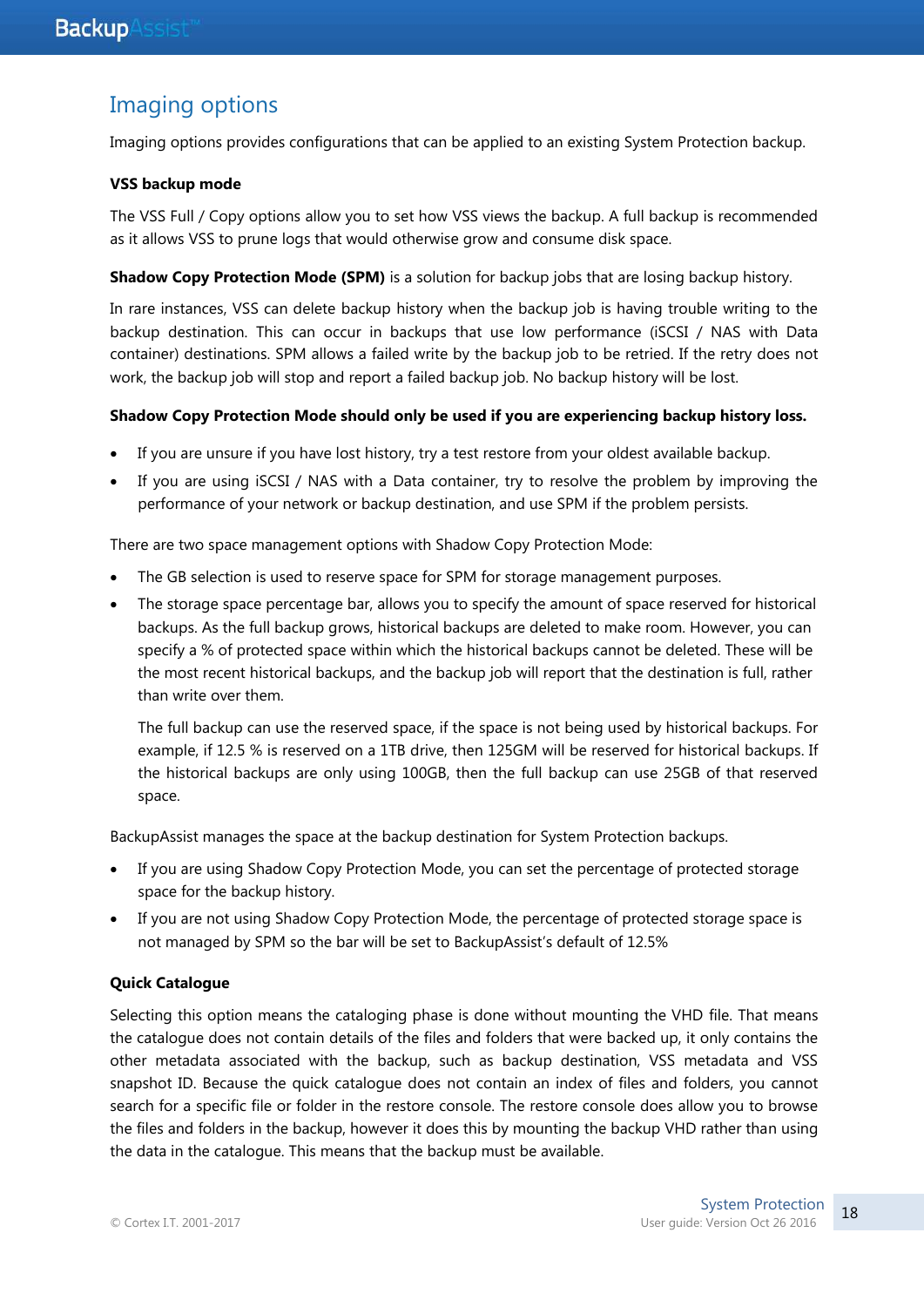## Imaging options

Imaging options provides configurations that can be applied to an existing System Protection backup.

### VSS backup mode

The VSS Full / Copy options allow you to set how VSS views the backup. A full backup is recommended as it allows VSS to prune logs that would otherwise grow and consume disk space.

**Shadow Copy Protection Mode (SPM)** is a solution for backup jobs that are losing backup history.

In rare instances, VSS can delete backup history when the backup job is having trouble writing to the backup destination. This can occur in backups that use low performance (iSCSI / NAS with Data container) destinations. SPM allows a failed write by the backup job to be retried. If the retry does not work, the backup job will stop and report a failed backup job. No backup history will be lost.

**Shadow Copy Protection Mode should only be used if you are experiencing backup history loss.**

- If you are unsure if you have lost history, try a test restore from your oldest available backup.
- If you are using iSCSI / NAS with a Data container, try to resolve the problem by improving the performance of your network or backup destination, and use SPM if the problem persists.

There are two space management options with Shadow Copy Protection Mode:

- The GB selection is used to reserve space for SPM for storage management purposes.
- The storage space percentage bar, allows you to specify the amount of space reserved for historical backups. As the full backup grows, historical backups are deleted to make room. However, you can specify a % of protected space within which the historical backups cannot be deleted. These will be the most recent historical backups, and the backup job will report that the destination is full, rather than write over them.

  The full backup can use the reserved space, if the space is not being used by historical backups. For example, if 12.5 % is reserved on a 1TB drive, then 125GM will be reserved for historical backups. If the historical backups are only using 100GB, then the full backup can use 25GB of that reserved space.

BackupAssist manages the space at the backup destination for System Protection backups.

- If you are using Shadow Copy Protection Mode, you can set the percentage of protected storage space for the backup history.
- If you are not using Shadow Copy Protection Mode, the percentage of protected storage space is not managed by SPM so the bar will be set to BackupAssist's default of 12.5%

### Quick Catalogue

Selecting this option means the cataloging phase is done without mounting the VHD file. That means the catalogue does not contain details of the files and folders that were backed up, it only contains the other metadata associated with the backup, such as backup destination, VSS metadata and VSS snapshot ID. Because the quick catalogue does not contain an index of files and folders, you cannot search for a specific file or folder in the restore console. The restore console does allow you to browse the files and folders in the backup, however it does this by mounting the backup VHD rather than using the data in the catalogue. This means that the backup must be available.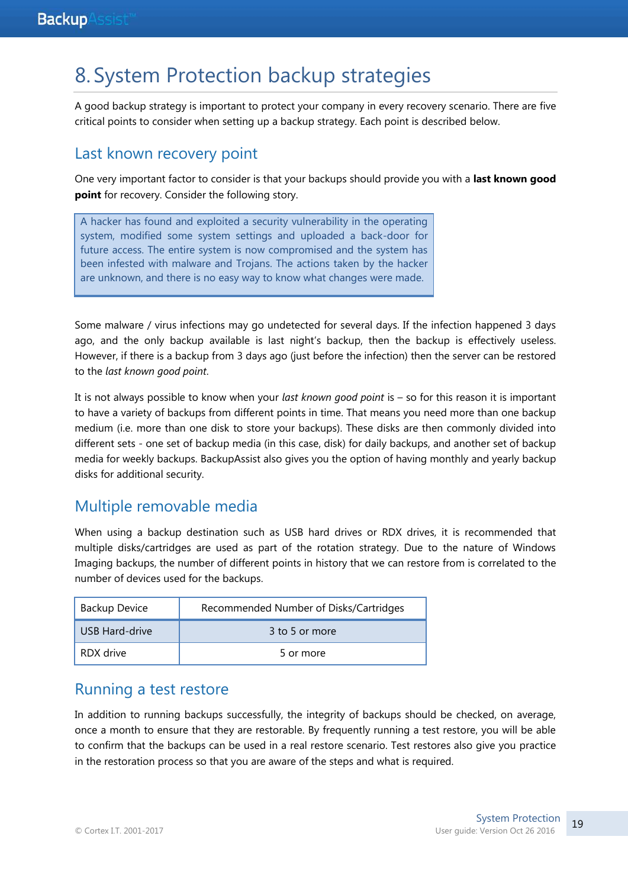# 8. System Protection backup strategies

A good backup strategy is important to protect your company in every recovery scenario. There are five critical points to consider when setting up a backup strategy. Each point is described below.

## Last known recovery point

One very important factor to consider is that your backups should provide you with a **last known good point** for recovery. Consider the following story.

> A hacker has found and exploited a security vulnerability in the operating system, modified some system settings and uploaded a back-door for future access. The entire system is now compromised and the system has been infested with malware and Trojans. The actions taken by the hacker are unknown, and there is no easy way to know what changes were made.

Some malware / virus infections may go undetected for several days. If the infection happened 3 days ago, and the only backup available is last night's backup, then the backup is effectively useless. However, if there is a backup from 3 days ago (just before the infection) then the server can be restored to the *last known good point*.

It is not always possible to know when your *last known good point* is – so for this reason it is important to have a variety of backups from different points in time. That means you need more than one backup medium (i.e. more than one disk to store your backups). These disks are then commonly divided into different sets - one set of backup media (in this case, disk) for daily backups, and another set of backup media for weekly backups. BackupAssist also gives you the option of having monthly and yearly backup disks for additional security.

## Multiple removable media

When using a backup destination such as USB hard drives or RDX drives, it is recommended that multiple disks/cartridges are used as part of the rotation strategy. Due to the nature of Windows Imaging backups, the number of different points in history that we can restore from is correlated to the number of devices used for the backups.

| Backup Device | Recommended Number of Disks/Cartridges |
|---|---|
| USB Hard-drive | 3 to 5 or more |
| RDX drive | 5 or more |

## Running a test restore

In addition to running backups successfully, the integrity of backups should be checked, on average, once a month to ensure that they are restorable. By frequently running a test restore, you will be able to confirm that the backups can be used in a real restore scenario. Test restores also give you practice in the restoration process so that you are aware of the steps and what is required.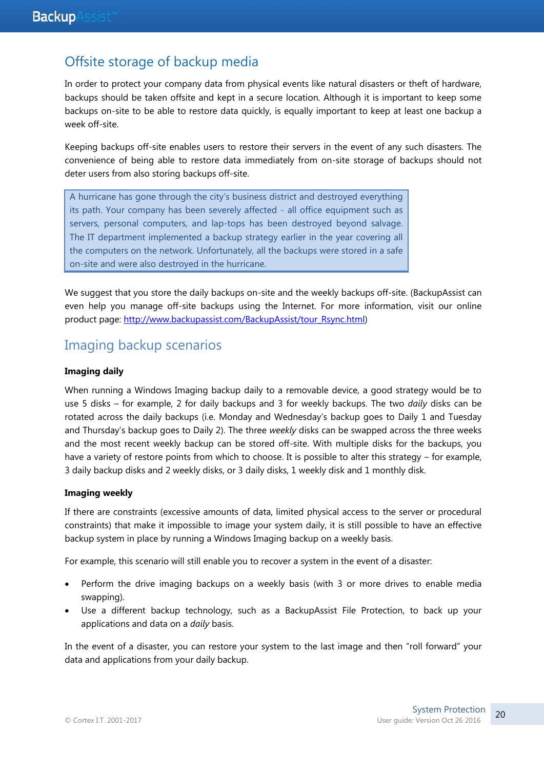## Offsite storage of backup media

In order to protect your company data from physical events like natural disasters or theft of hardware, backups should be taken offsite and kept in a secure location. Although it is important to keep some backups on-site to be able to restore data quickly, is equally important to keep at least one backup a week off-site.

Keeping backups off-site enables users to restore their servers in the event of any such disasters. The convenience of being able to restore data immediately from on-site storage of backups should not deter users from also storing backups off-site.

> A hurricane has gone through the city's business district and destroyed everything its path. Your company has been severely affected - all office equipment such as servers, personal computers, and lap-tops has been destroyed beyond salvage. The IT department implemented a backup strategy earlier in the year covering all the computers on the network. Unfortunately, all the backups were stored in a safe on-site and were also destroyed in the hurricane.

We suggest that you store the daily backups on-site and the weekly backups off-site. (BackupAssist can even help you manage off-site backups using the Internet. For more information, visit our online product page: [http://www.backupassist.com/BackupAssist/tour_Rsync.html](http://www.backupassist.com/BackupAssist/tour_Rsync.html))

## Imaging backup scenarios

**Imaging daily**

When running a Windows Imaging backup daily to a removable device, a good strategy would be to use 5 disks – for example, 2 for daily backups and 3 for weekly backups. The two *daily* disks can be rotated across the daily backups (i.e. Monday and Wednesday's backup goes to Daily 1 and Tuesday and Thursday's backup goes to Daily 2). The three *weekly* disks can be swapped across the three weeks and the most recent weekly backup can be stored off-site. With multiple disks for the backups, you have a variety of restore points from which to choose. It is possible to alter this strategy – for example, 3 daily backup disks and 2 weekly disks, or 3 daily disks, 1 weekly disk and 1 monthly disk.

**Imaging weekly**

If there are constraints (excessive amounts of data, limited physical access to the server or procedural constraints) that make it impossible to image your system daily, it is still possible to have an effective backup system in place by running a Windows Imaging backup on a weekly basis.

For example, this scenario will still enable you to recover a system in the event of a disaster:

- Perform the drive imaging backups on a weekly basis (with 3 or more drives to enable media swapping).
- Use a different backup technology, such as a BackupAssist File Protection, to back up your applications and data on a *daily* basis.

In the event of a disaster, you can restore your system to the last image and then "roll forward" your data and applications from your daily backup.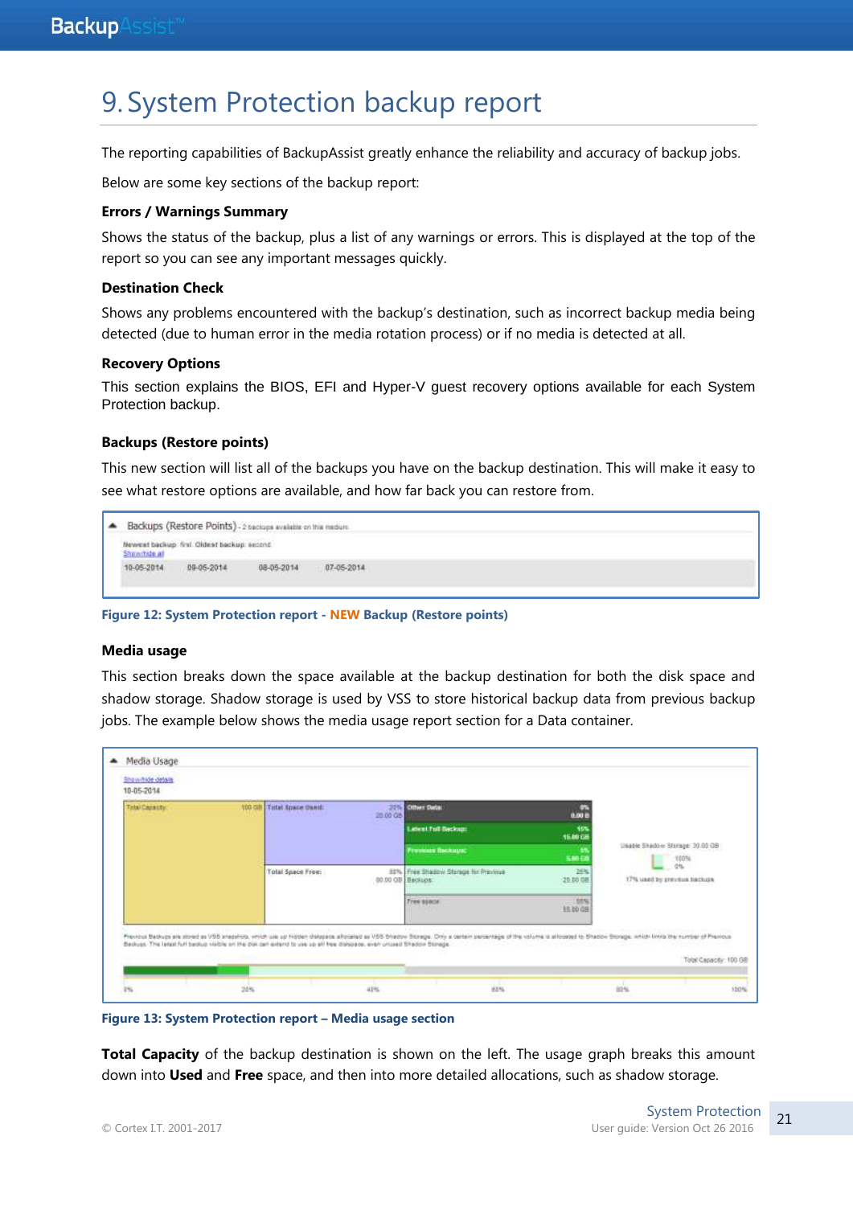# 9. System Protection backup report

The reporting capabilities of BackupAssist greatly enhance the reliability and accuracy of backup jobs.

Below are some key sections of the backup report:

**Errors / Warnings Summary**

Shows the status of the backup, plus a list of any warnings or errors. This is displayed at the top of the report so you can see any important messages quickly.

**Destination Check**

Shows any problems encountered with the backup's destination, such as incorrect backup media being detected (due to human error in the media rotation process) or if no media is detected at all.

**Recovery Options**

This section explains the BIOS, EFI and Hyper-V guest recovery options available for each System Protection backup.

**Backups (Restore points)**

This new section will list all of the backups you have on the backup destination. This will make it easy to see what restore options are available, and how far back you can restore from.

Backups (Restore Points) - 2 backups available on this medium

Newest backup: first  Oldest backup: second

Show/hide all

10-05-2014   09-05-2014   08-05-2014   07-05-2014

**Figure 12: System Protection report - NEW Backup (Restore points)**

**Media usage**

This section breaks down the space available at the backup destination for both the disk space and shadow storage. Shadow storage is used by VSS to store historical backup data from previous backup jobs. The example below shows the media usage report section for a Data container.

Media Usage

Show/hide details

10-05-2014

Total Capacity: 100 GB

Total Space Used: 20% 20.00 GB

Other Data: 0% 0.00 B

Latest Full Backup: 15% 15.00 GB

Previous Backups: 5% 5.00 GB

Total Space Free: 80% 80.00 GB

Free Shadow Storage for Previous Backups: 25% 25.00 GB

Free space: 55% 55.00 GB

Usable Shadow Storage: 30.00 GB

100%

0%

17% used by previous backups

Previous Backups are stored as VSS snapshots, which use up hidden diskspace allocated as VSS Shadow Storage. Only a certain percentage of the volume is allocated to Shadow Storage, which limits the number of Previous Backups. The latest full backup visible on the disk can extend to use up all free diskspace, even unused Shadow Storage.

Total Capacity: 100 GB

0%   20%   40%   60%   80%   100%

**Figure 13: System Protection report – Media usage section**

**Total Capacity** of the backup destination is shown on the left. The usage graph breaks this amount down into **Used** and **Free** space, and then into more detailed allocations, such as shadow storage.